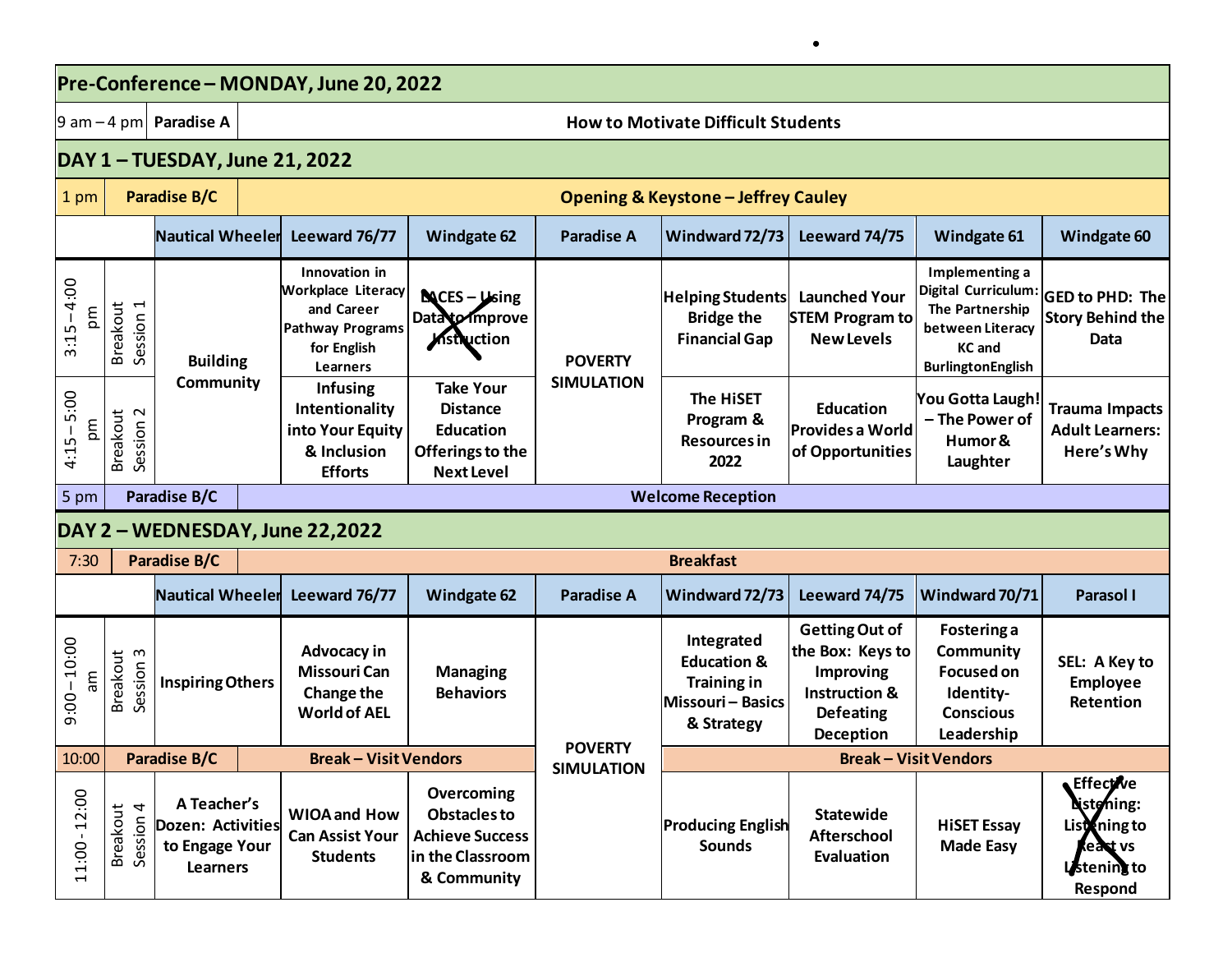| Pre-Conference – MONDAY, June 20, 2022 | | | | | | | | | |
|---|---|---|---|---|---|---|---|---|---|
| 9 am – 4 pm | Paradise A | How to Motivate Difficult Students | | | | | | | |
| **DAY 1 – TUESDAY, June 21, 2022** | | | | | | | | | |
| 1 pm | Paradise B/C | **Opening & Keystone – Jeffrey Cauley** | | | | | | | |
| | | **Nautical Wheeler** | **Leeward 76/77** | **Windgate 62** | **Paradise A** | **Windward 72/73** | **Leeward 74/75** | **Windgate 61** | **Windgate 60** |
| 3:15 – 4:00 pm | Breakout Session 1 | Building Community | Innovation in Workplace Literacy and Career Pathway Programs for English Learners | ~~LACES – Using Data to Improve Instruction~~ | POVERTY SIMULATION | Helping Students Bridge the Financial Gap | Launched Your STEM Program to New Levels | Implementing a Digital Curriculum: The Partnership between Literacy KC and BurlingtonEnglish | GED to PHD: The Story Behind the Data |
| 4:15 – 5:00 pm | Breakout Session 2 | Building Community | Infusing Intentionality into Your Equity & Inclusion Efforts | Take Your Distance Education Offerings to the Next Level | POVERTY SIMULATION | The HiSET Program & Resources in 2022 | Education Provides a World of Opportunities | You Gotta Laugh! – The Power of Humor & Laughter | Trauma Impacts Adult Learners: Here's Why |
| 5 pm | Paradise B/C | **Welcome Reception** | | | | | | | |
| **DAY 2 – WEDNESDAY, June 22,2022** | | | | | | | | | |
| 7:30 | Paradise B/C | **Breakfast** | | | | | | | |
| | | **Nautical Wheeler** | **Leeward 76/77** | **Windgate 62** | **Paradise A** | **Windward 72/73** | **Leeward 74/75** | **Windward 70/71** | **Parasol I** |
| 9:00 – 10:00 am | Breakout Session 3 | Inspiring Others | Advocacy in Missouri Can Change the World of AEL | Managing Behaviors | POVERTY SIMULATION | Integrated Education & Training in Missouri – Basics & Strategy | Getting Out of the Box: Keys to Improving Instruction & Defeating Deception | Fostering a Community Focused on Identity-Conscious Leadership | SEL: A Key to Employee Retention |
| 10:00 | Paradise B/C | Break – Visit Vendors | | | POVERTY SIMULATION | Break – Visit Vendors | | | |
| 11:00 - 12:00 | Breakout Session 4 | A Teacher's Dozen: Activities to Engage Your Learners | WIOA and How Can Assist Your Students | Overcoming Obstacles to Achieve Success in the Classroom & Community | POVERTY SIMULATION | Producing English Sounds | Statewide Afterschool Evaluation | HiSET Essay Made Easy | ~~Effective Listening: Listening to React vs Listening to Respond~~ |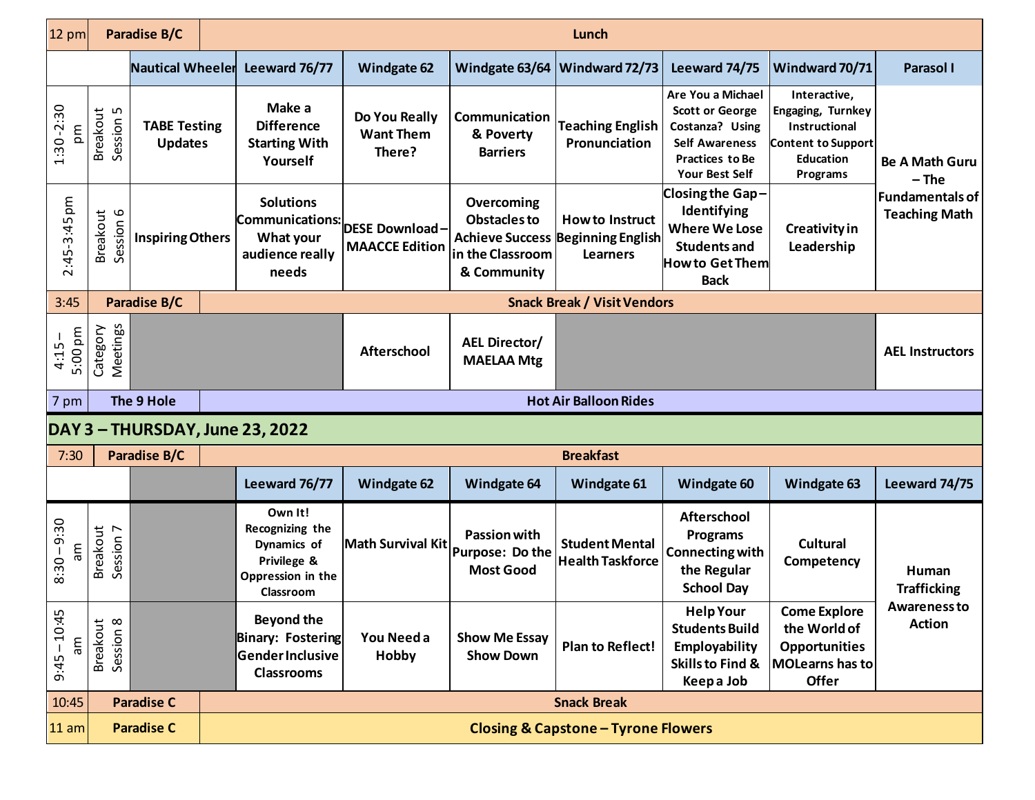| | | | | | | | | | |
|---|---|---|---|---|---|---|---|---|---|
| 12 pm | Paradise B/C | Lunch | | | | | | | |
| | | Nautical Wheeler | Leeward 76/77 | Windgate 62 | Windgate 63/64 | Windward 72/73 | Leeward 74/75 | Windward 70/71 | Parasol I |
| 1:30-2:30 pm | Breakout Session 5 | TABE Testing Updates | Make a Difference Starting With Yourself | Do You Really Want Them There? | Communication & Poverty Barriers | Teaching English Pronunciation | Are You a Michael Scott or George Costanza? Using Self Awareness Practices to Be Your Best Self | Interactive, Engaging, Turnkey Instructional Content to Support Education Programs | Be A Math Guru – The Fundamentals of Teaching Math |
| 2:45-3:45 pm | Breakout Session 6 | Inspiring Others | Solutions Communications: What your audience really needs | DESE Download – MAACCE Edition | Overcoming Obstacles to Achieve Success in the Classroom & Community | How to Instruct Beginning English Learners | Closing the Gap – Identifying Where We Lose Students and How to Get Them Back | Creativity in Leadership | |
| 3:45 | Paradise B/C | Snack Break / Visit Vendors | | | | | | | |
| 4:15 – 5:00 pm | Category Meetings | | | Afterschool | AEL Director/ MAELAA Mtg | | | | AEL Instructors |
| 7 pm | The 9 Hole | Hot Air Balloon Rides | | | | | | | |

## DAY 3 – THURSDAY, June 23, 2022

| | | | | | | | | | |
|---|---|---|---|---|---|---|---|---|---|
| 7:30 | Paradise B/C | Breakfast | | | | | | | |
| | | | Leeward 76/77 | Windgate 62 | Windgate 64 | Windgate 61 | Windgate 60 | Windgate 63 | Leeward 74/75 |
| 8:30 – 9:30 am | Breakout Session 7 | | Own It! Recognizing the Dynamics of Privilege & Oppression in the Classroom | Math Survival Kit | Passion with Purpose: Do the Most Good | Student Mental Health Taskforce | Afterschool Programs Connecting with the Regular School Day | Cultural Competency | Human Trafficking Awareness to Action |
| 9:45 – 10:45 am | Breakout Session 8 | | Beyond the Binary: Fostering Gender Inclusive Classrooms | You Need a Hobby | Show Me Essay Show Down | Plan to Reflect! | Help Your Students Build Employability Skills to Find & Keep a Job | Come Explore the World of Opportunities MOLearns has to Offer | |
| 10:45 | Paradise C | Snack Break | | | | | | | |
| 11 am | Paradise C | Closing & Capstone – Tyrone Flowers | | | | | | | |